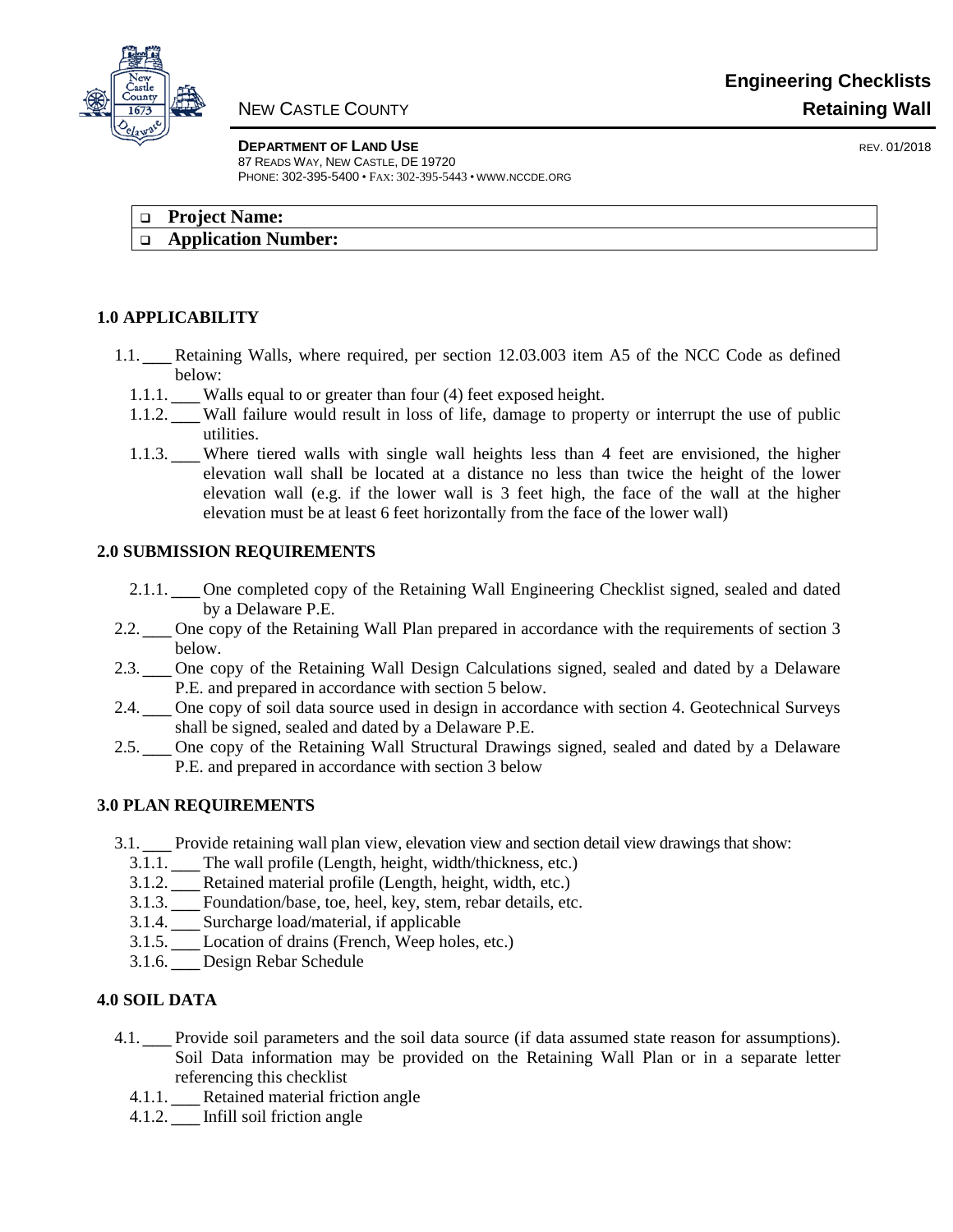**NEW CASTLE COUNTY**

# Engineering Checklists
## Retaining Wall

**DEPARTMENT OF LAND USE**
87 READS WAY, NEW CASTLE, DE 19720
PHONE: 302-395-5400 • FAX: 302-395-5443 • WWW.NCCDE.ORG

REV. 01/2018

| |
|---|
| ❑ **Project Name:** |
| ❑ **Application Number:** |

### 1.0 APPLICABILITY

1.1. ___ Retaining Walls, where required, per section 12.03.003 item A5 of the NCC Code as defined below:
  - 1.1.1. ___ Walls equal to or greater than four (4) feet exposed height.
  - 1.1.2. ___ Wall failure would result in loss of life, damage to property or interrupt the use of public utilities.
  - 1.1.3. ___ Where tiered walls with single wall heights less than 4 feet are envisioned, the higher elevation wall shall be located at a distance no less than twice the height of the lower elevation wall (e.g. if the lower wall is 3 feet high, the face of the wall at the higher elevation must be at least 6 feet horizontally from the face of the lower wall)

### 2.0 SUBMISSION REQUIREMENTS

- 2.1.1. ___ One completed copy of the Retaining Wall Engineering Checklist signed, sealed and dated by a Delaware P.E.

2.2. ___ One copy of the Retaining Wall Plan prepared in accordance with the requirements of section 3 below.

2.3. ___ One copy of the Retaining Wall Design Calculations signed, sealed and dated by a Delaware P.E. and prepared in accordance with section 5 below.

2.4. ___ One copy of soil data source used in design in accordance with section 4. Geotechnical Surveys shall be signed, sealed and dated by a Delaware P.E.

2.5. ___ One copy of the Retaining Wall Structural Drawings signed, sealed and dated by a Delaware P.E. and prepared in accordance with section 3 below

### 3.0 PLAN REQUIREMENTS

3.1. ___ Provide retaining wall plan view, elevation view and section detail view drawings that show:
  - 3.1.1. ___ The wall profile (Length, height, width/thickness, etc.)
  - 3.1.2. ___ Retained material profile (Length, height, width, etc.)
  - 3.1.3. ___ Foundation/base, toe, heel, key, stem, rebar details, etc.
  - 3.1.4. ___ Surcharge load/material, if applicable
  - 3.1.5. ___ Location of drains (French, Weep holes, etc.)
  - 3.1.6. ___ Design Rebar Schedule

### 4.0 SOIL DATA

4.1. ___ Provide soil parameters and the soil data source (if data assumed state reason for assumptions). Soil Data information may be provided on the Retaining Wall Plan or in a separate letter referencing this checklist
  - 4.1.1. ___ Retained material friction angle
  - 4.1.2. ___ Infill soil friction angle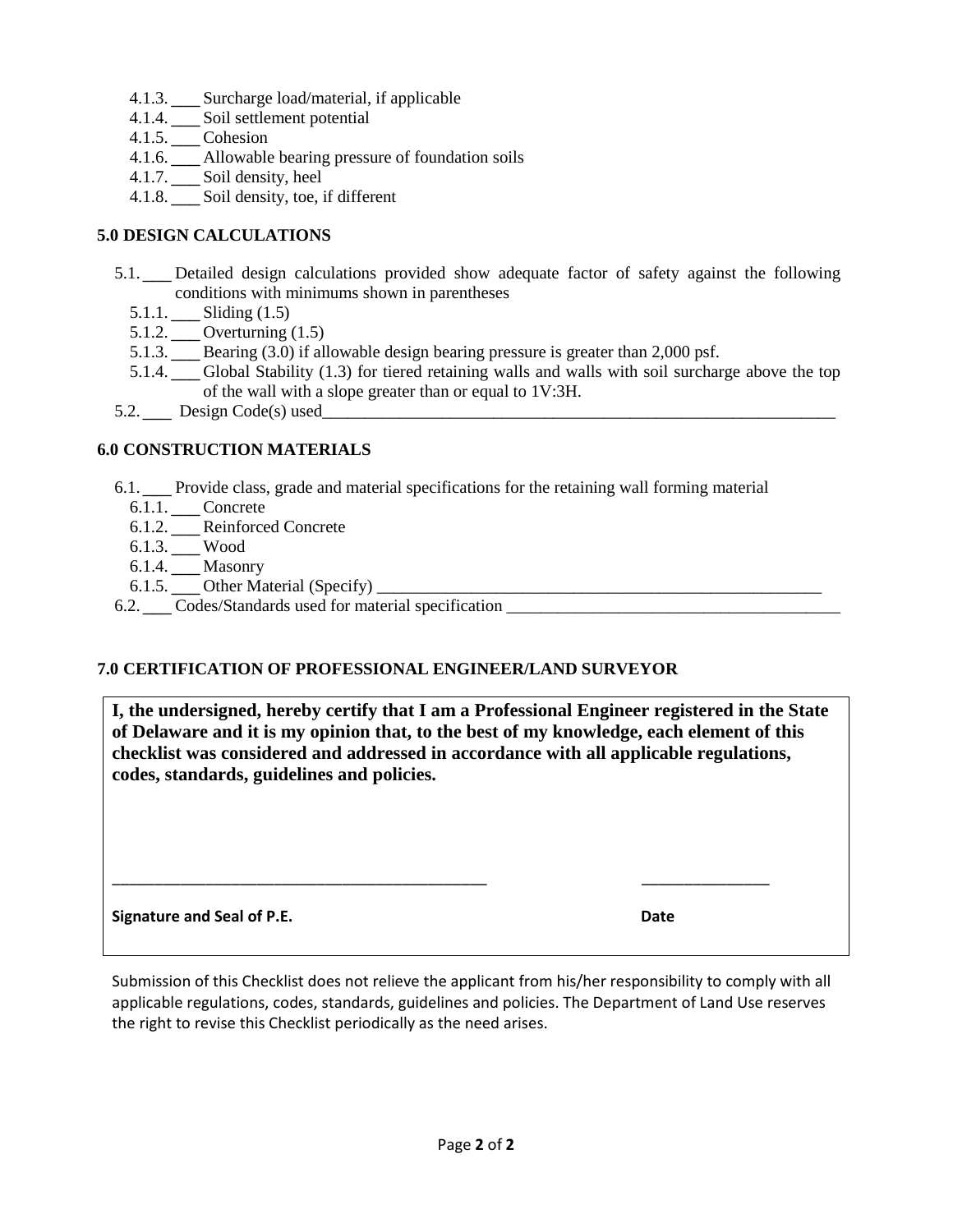- 4.1.3. ___ Surcharge load/material, if applicable
- 4.1.4. ___ Soil settlement potential
- 4.1.5. ___ Cohesion
- 4.1.6. ___ Allowable bearing pressure of foundation soils
- 4.1.7. ___ Soil density, heel
- 4.1.8. ___ Soil density, toe, if different

## 5.0 DESIGN CALCULATIONS

- 5.1. ___ Detailed design calculations provided show adequate factor of safety against the following conditions with minimums shown in parentheses
  - 5.1.1. ___ Sliding (1.5)
  - 5.1.2. ___ Overturning (1.5)
  - 5.1.3. ___ Bearing (3.0) if allowable design bearing pressure is greater than 2,000 psf.
  - 5.1.4. ___ Global Stability (1.3) for tiered retaining walls and walls with soil surcharge above the top of the wall with a slope greater than or equal to 1V:3H.
- 5.2. ___ Design Code(s) used_______________________________________________________________

## 6.0 CONSTRUCTION MATERIALS

- 6.1. ___ Provide class, grade and material specifications for the retaining wall forming material
  - 6.1.1. ___ Concrete
  - 6.1.2. ___ Reinforced Concrete
  - 6.1.3. ___ Wood
  - 6.1.4. ___ Masonry
  - 6.1.5. ___ Other Material (Specify) _______________________________________________________
- 6.2. ___ Codes/Standards used for material specification ________________________________________

## 7.0 CERTIFICATION OF PROFESSIONAL ENGINEER/LAND SURVEYOR

**I, the undersigned, hereby certify that I am a Professional Engineer registered in the State of Delaware and it is my opinion that, to the best of my knowledge, each element of this checklist was considered and addressed in accordance with all applicable regulations, codes, standards, guidelines and policies.**

_____________________________________________ _______________

**Signature and Seal of P.E.** **Date**

Submission of this Checklist does not relieve the applicant from his/her responsibility to comply with all applicable regulations, codes, standards, guidelines and policies. The Department of Land Use reserves the right to revise this Checklist periodically as the need arises.